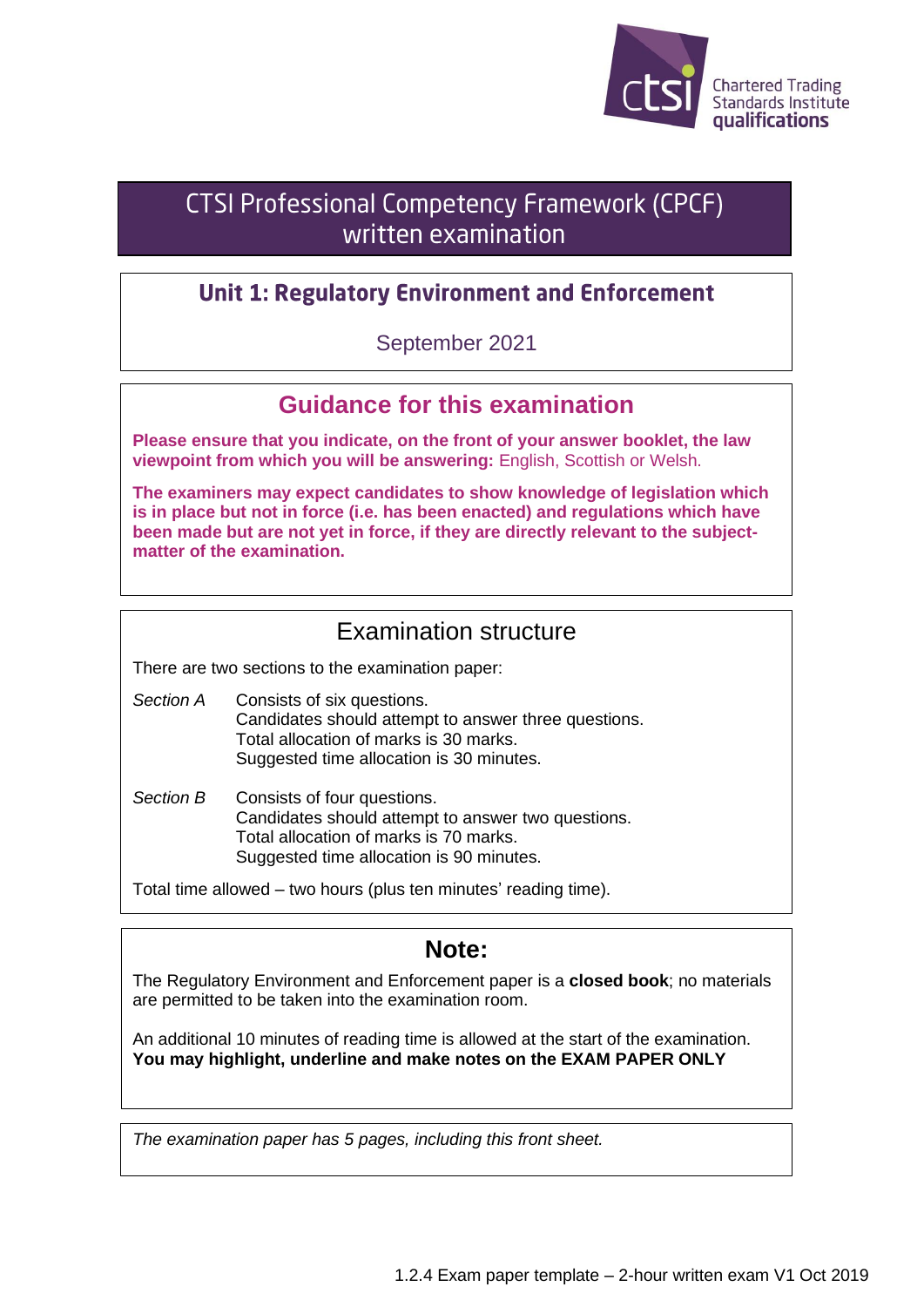Chartered Trading Standards Institute qualifications

# CTSI Professional Competency Framework (CPCF) written examination

## Unit 1: Regulatory Environment and Enforcement

September 2021

## Guidance for this examination

**Please ensure that you indicate, on the front of your answer booklet, the law viewpoint from which you will be answering:** English, Scottish or Welsh.

**The examiners may expect candidates to show knowledge of legislation which is in place but not in force (i.e. has been enacted) and regulations which have been made but are not yet in force, if they are directly relevant to the subject-matter of the examination.**

## Examination structure

There are two sections to the examination paper:

*Section A* Consists of six questions.
Candidates should attempt to answer three questions.
Total allocation of marks is 30 marks.
Suggested time allocation is 30 minutes.

*Section B* Consists of four questions.
Candidates should attempt to answer two questions.
Total allocation of marks is 70 marks.
Suggested time allocation is 90 minutes.

Total time allowed – two hours (plus ten minutes' reading time).

## Note:

The Regulatory Environment and Enforcement paper is a **closed book**; no materials are permitted to be taken into the examination room.

An additional 10 minutes of reading time is allowed at the start of the examination.
**You may highlight, underline and make notes on the EXAM PAPER ONLY**

*The examination paper has 5 pages, including this front sheet.*

1.2.4 Exam paper template – 2-hour written exam V1 Oct 2019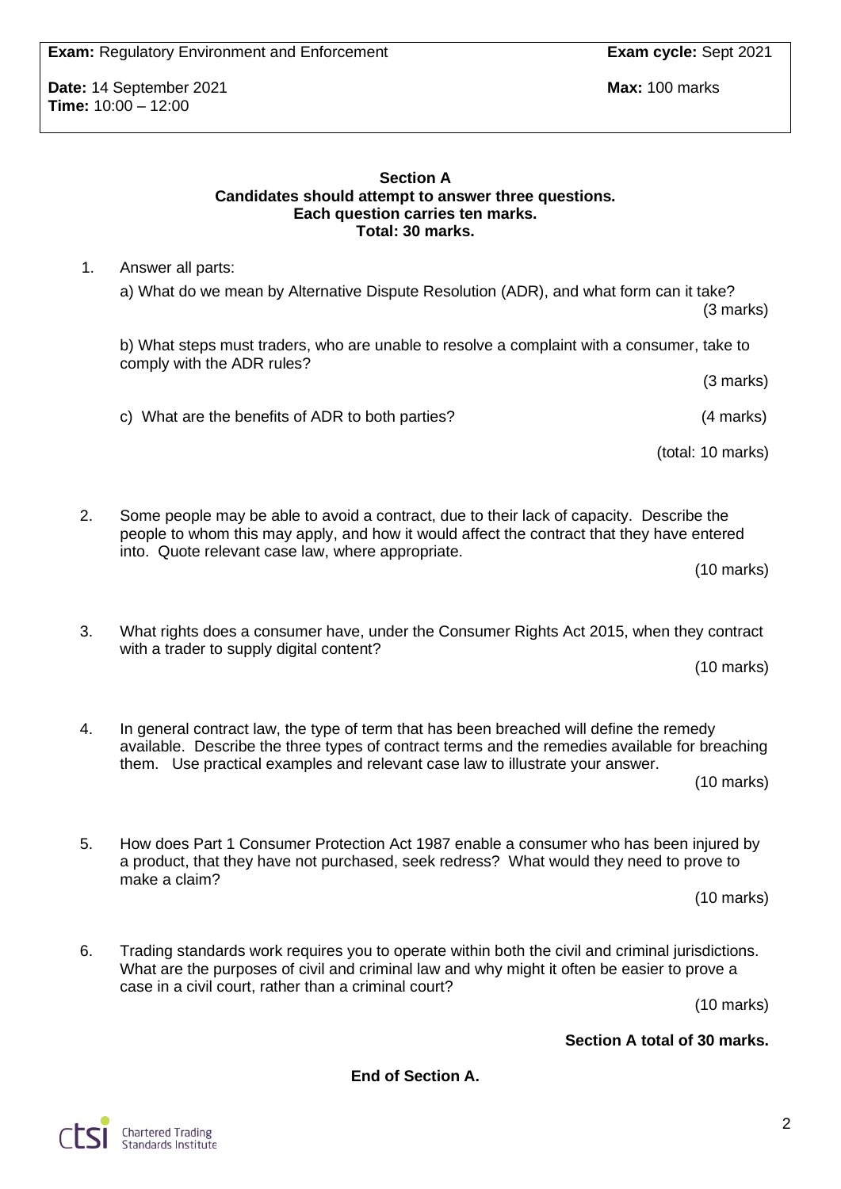**Exam:** Regulatory Environment and Enforcement **Exam cycle:** Sept 2021

**Date:** 14 September 2021 **Max:** 100 marks
**Time:** 10:00 – 12:00

**Section A**
**Candidates should attempt to answer three questions.**
**Each question carries ten marks.**
**Total: 30 marks.**

1. Answer all parts:

   a) What do we mean by Alternative Dispute Resolution (ADR), and what form can it take? (3 marks)

   b) What steps must traders, who are unable to resolve a complaint with a consumer, take to comply with the ADR rules? (3 marks)

   c) What are the benefits of ADR to both parties? (4 marks)

   (total: 10 marks)

2. Some people may be able to avoid a contract, due to their lack of capacity. Describe the people to whom this may apply, and how it would affect the contract that they have entered into. Quote relevant case law, where appropriate.

   (10 marks)

3. What rights does a consumer have, under the Consumer Rights Act 2015, when they contract with a trader to supply digital content?

   (10 marks)

4. In general contract law, the type of term that has been breached will define the remedy available. Describe the three types of contract terms and the remedies available for breaching them. Use practical examples and relevant case law to illustrate your answer.

   (10 marks)

5. How does Part 1 Consumer Protection Act 1987 enable a consumer who has been injured by a product, that they have not purchased, seek redress? What would they need to prove to make a claim?

   (10 marks)

6. Trading standards work requires you to operate within both the civil and criminal jurisdictions. What are the purposes of civil and criminal law and why might it often be easier to prove a case in a civil court, rather than a criminal court?

   (10 marks)

**Section A total of 30 marks.**

**End of Section A.**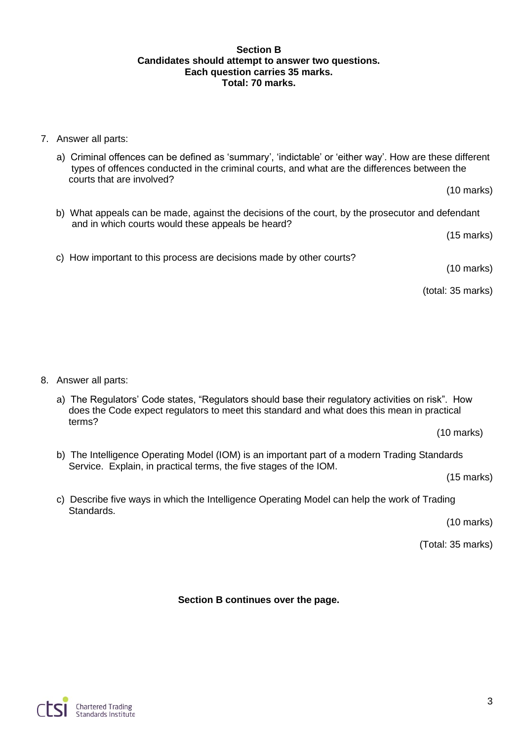**Section B**
**Candidates should attempt to answer two questions.**
**Each question carries 35 marks.**
**Total: 70 marks.**

7. Answer all parts:

   a) Criminal offences can be defined as 'summary', 'indictable' or 'either way'. How are these different types of offences conducted in the criminal courts, and what are the differences between the courts that are involved?

   (10 marks)

   b) What appeals can be made, against the decisions of the court, by the prosecutor and defendant and in which courts would these appeals be heard?

   (15 marks)

   c) How important to this process are decisions made by other courts?

   (10 marks)

   (total: 35 marks)

8. Answer all parts:

   a) The Regulators' Code states, "Regulators should base their regulatory activities on risk". How does the Code expect regulators to meet this standard and what does this mean in practical terms?

   (10 marks)

   b) The Intelligence Operating Model (IOM) is an important part of a modern Trading Standards Service. Explain, in practical terms, the five stages of the IOM.

   (15 marks)

   c) Describe five ways in which the Intelligence Operating Model can help the work of Trading Standards.

   (10 marks)

   (Total: 35 marks)

**Section B continues over the page.**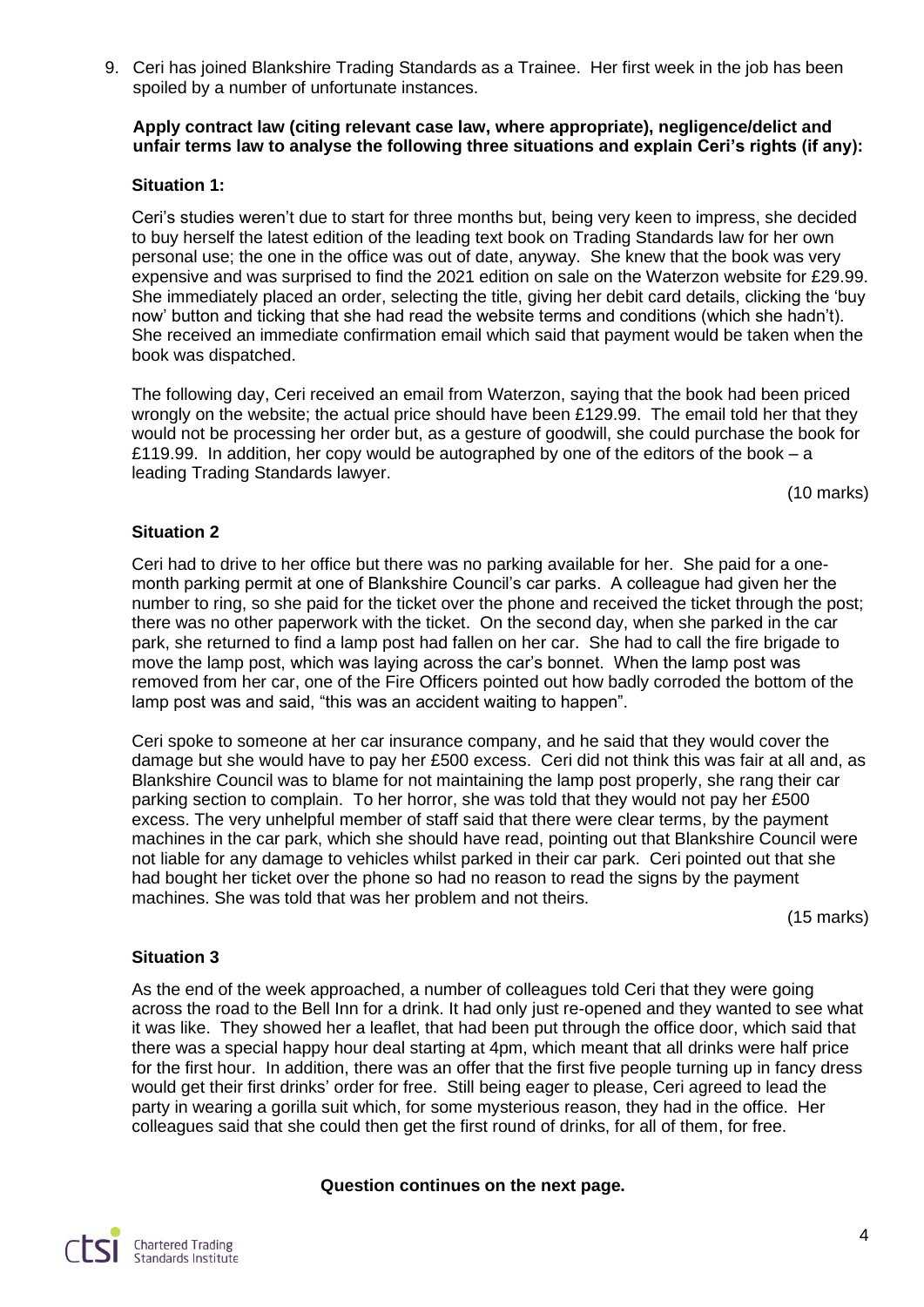9. Ceri has joined Blankshire Trading Standards as a Trainee. Her first week in the job has been spoiled by a number of unfortunate instances.

**Apply contract law (citing relevant case law, where appropriate), negligence/delict and unfair terms law to analyse the following three situations and explain Ceri's rights (if any):**

**Situation 1:**

Ceri's studies weren't due to start for three months but, being very keen to impress, she decided to buy herself the latest edition of the leading text book on Trading Standards law for her own personal use; the one in the office was out of date, anyway. She knew that the book was very expensive and was surprised to find the 2021 edition on sale on the Waterzon website for £29.99. She immediately placed an order, selecting the title, giving her debit card details, clicking the 'buy now' button and ticking that she had read the website terms and conditions (which she hadn't). She received an immediate confirmation email which said that payment would be taken when the book was dispatched.

The following day, Ceri received an email from Waterzon, saying that the book had been priced wrongly on the website; the actual price should have been £129.99. The email told her that they would not be processing her order but, as a gesture of goodwill, she could purchase the book for £119.99. In addition, her copy would be autographed by one of the editors of the book – a leading Trading Standards lawyer.

(10 marks)

**Situation 2**

Ceri had to drive to her office but there was no parking available for her. She paid for a one-month parking permit at one of Blankshire Council's car parks. A colleague had given her the number to ring, so she paid for the ticket over the phone and received the ticket through the post; there was no other paperwork with the ticket. On the second day, when she parked in the car park, she returned to find a lamp post had fallen on her car. She had to call the fire brigade to move the lamp post, which was laying across the car's bonnet. When the lamp post was removed from her car, one of the Fire Officers pointed out how badly corroded the bottom of the lamp post was and said, "this was an accident waiting to happen".

Ceri spoke to someone at her car insurance company, and he said that they would cover the damage but she would have to pay her £500 excess. Ceri did not think this was fair at all and, as Blankshire Council was to blame for not maintaining the lamp post properly, she rang their car parking section to complain. To her horror, she was told that they would not pay her £500 excess. The very unhelpful member of staff said that there were clear terms, by the payment machines in the car park, which she should have read, pointing out that Blankshire Council were not liable for any damage to vehicles whilst parked in their car park. Ceri pointed out that she had bought her ticket over the phone so had no reason to read the signs by the payment machines. She was told that was her problem and not theirs.

(15 marks)

**Situation 3**

As the end of the week approached, a number of colleagues told Ceri that they were going across the road to the Bell Inn for a drink. It had only just re-opened and they wanted to see what it was like. They showed her a leaflet, that had been put through the office door, which said that there was a special happy hour deal starting at 4pm, which meant that all drinks were half price for the first hour. In addition, there was an offer that the first five people turning up in fancy dress would get their first drinks' order for free. Still being eager to please, Ceri agreed to lead the party in wearing a gorilla suit which, for some mysterious reason, they had in the office. Her colleagues said that she could then get the first round of drinks, for all of them, for free.

**Question continues on the next page.**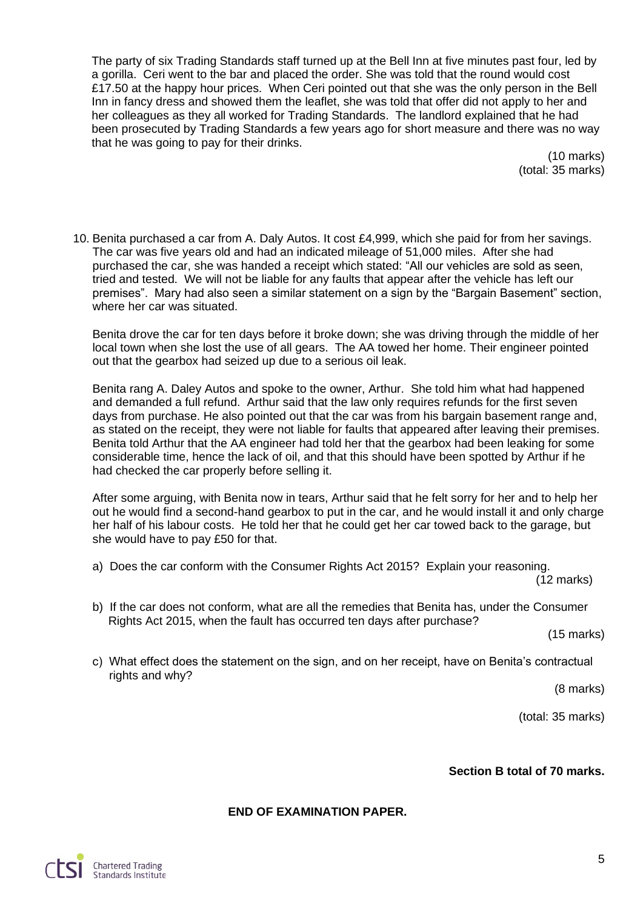The party of six Trading Standards staff turned up at the Bell Inn at five minutes past four, led by a gorilla. Ceri went to the bar and placed the order. She was told that the round would cost £17.50 at the happy hour prices. When Ceri pointed out that she was the only person in the Bell Inn in fancy dress and showed them the leaflet, she was told that offer did not apply to her and her colleagues as they all worked for Trading Standards. The landlord explained that he had been prosecuted by Trading Standards a few years ago for short measure and there was no way that he was going to pay for their drinks.

(10 marks)
(total: 35 marks)

10. Benita purchased a car from A. Daly Autos. It cost £4,999, which she paid for from her savings. The car was five years old and had an indicated mileage of 51,000 miles. After she had purchased the car, she was handed a receipt which stated: "All our vehicles are sold as seen, tried and tested. We will not be liable for any faults that appear after the vehicle has left our premises". Mary had also seen a similar statement on a sign by the "Bargain Basement" section, where her car was situated.

    Benita drove the car for ten days before it broke down; she was driving through the middle of her local town when she lost the use of all gears. The AA towed her home. Their engineer pointed out that the gearbox had seized up due to a serious oil leak.

    Benita rang A. Daley Autos and spoke to the owner, Arthur. She told him what had happened and demanded a full refund. Arthur said that the law only requires refunds for the first seven days from purchase. He also pointed out that the car was from his bargain basement range and, as stated on the receipt, they were not liable for faults that appeared after leaving their premises. Benita told Arthur that the AA engineer had told her that the gearbox had been leaking for some considerable time, hence the lack of oil, and that this should have been spotted by Arthur if he had checked the car properly before selling it.

    After some arguing, with Benita now in tears, Arthur said that he felt sorry for her and to help her out he would find a second-hand gearbox to put in the car, and he would install it and only charge her half of his labour costs. He told her that he could get her car towed back to the garage, but she would have to pay £50 for that.

    a) Does the car conform with the Consumer Rights Act 2015? Explain your reasoning.
    (12 marks)

    b) If the car does not conform, what are all the remedies that Benita has, under the Consumer Rights Act 2015, when the fault has occurred ten days after purchase?
    (15 marks)

    c) What effect does the statement on the sign, and on her receipt, have on Benita's contractual rights and why?
    (8 marks)

    (total: 35 marks)

**Section B total of 70 marks.**

**END OF EXAMINATION PAPER.**